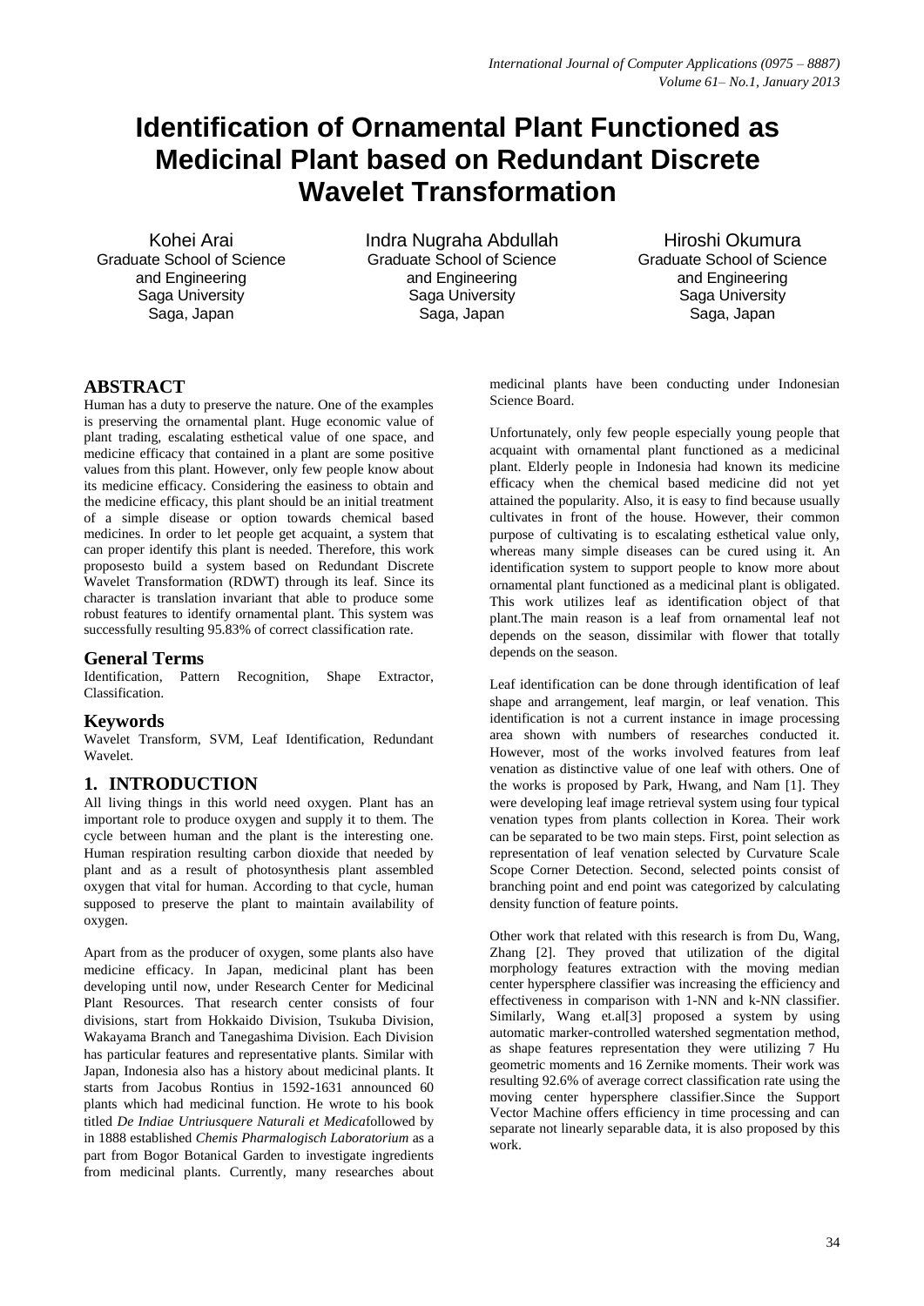# Identification of Ornamental Plant Functioned as Medicinal Plant based on Redundant Discrete Wavelet Transformation

Kohei Arai
Graduate School of Science and Engineering
Saga University
Saga, Japan

Indra Nugraha Abdullah
Graduate School of Science and Engineering
Saga University
Saga, Japan

Hiroshi Okumura
Graduate School of Science and Engineering
Saga University
Saga, Japan

## ABSTRACT

Human has a duty to preserve the nature. One of the examples is preserving the ornamental plant. Huge economic value of plant trading, escalating esthetical value of one space, and medicine efficacy that contained in a plant are some positive values from this plant. However, only few people know about its medicine efficacy. Considering the easiness to obtain and the medicine efficacy, this plant should be an initial treatment of a simple disease or option towards chemical based medicines. In order to let people get acquaint, a system that can proper identify this plant is needed. Therefore, this work proposesto build a system based on Redundant Discrete Wavelet Transformation (RDWT) through its leaf. Since its character is translation invariant that able to produce some robust features to identify ornamental plant. This system was successfully resulting 95.83% of correct classification rate.

## General Terms

Identification, Pattern Recognition, Shape Extractor, Classification.

## Keywords

Wavelet Transform, SVM, Leaf Identification, Redundant Wavelet.

## 1. INTRODUCTION

All living things in this world need oxygen. Plant has an important role to produce oxygen and supply it to them. The cycle between human and the plant is the interesting one. Human respiration resulting carbon dioxide that needed by plant and as a result of photosynthesis plant assembled oxygen that vital for human. According to that cycle, human supposed to preserve the plant to maintain availability of oxygen.

Apart from as the producer of oxygen, some plants also have medicine efficacy. In Japan, medicinal plant has been developing until now, under Research Center for Medicinal Plant Resources. That research center consists of four divisions, start from Hokkaido Division, Tsukuba Division, Wakayama Branch and Tanegashima Division. Each Division has particular features and representative plants. Similar with Japan, Indonesia also has a history about medicinal plants. It starts from Jacobus Rontius in 1592-1631 announced 60 plants which had medicinal function. He wrote to his book titled *De Indiae Untriusquere Naturali et Medica*followed by in 1888 established *Chemis Pharmalogisch Laboratorium* as a part from Bogor Botanical Garden to investigate ingredients from medicinal plants. Currently, many researches about medicinal plants have been conducting under Indonesian Science Board.

Unfortunately, only few people especially young people that acquaint with ornamental plant functioned as a medicinal plant. Elderly people in Indonesia had known its medicine efficacy when the chemical based medicine did not yet attained the popularity. Also, it is easy to find because usually cultivates in front of the house. However, their common purpose of cultivating is to escalating esthetical value only, whereas many simple diseases can be cured using it. An identification system to support people to know more about ornamental plant functioned as a medicinal plant is obligated. This work utilizes leaf as identification object of that plant.The main reason is a leaf from ornamental leaf not depends on the season, dissimilar with flower that totally depends on the season.

Leaf identification can be done through identification of leaf shape and arrangement, leaf margin, or leaf venation. This identification is not a current instance in image processing area shown with numbers of researches conducted it. However, most of the works involved features from leaf venation as distinctive value of one leaf with others. One of the works is proposed by Park, Hwang, and Nam [1]. They were developing leaf image retrieval system using four typical venation types from plants collection in Korea. Their work can be separated to be two main steps. First, point selection as representation of leaf venation selected by Curvature Scale Scope Corner Detection. Second, selected points consist of branching point and end point was categorized by calculating density function of feature points.

Other work that related with this research is from Du, Wang, Zhang [2]. They proved that utilization of the digital morphology features extraction with the moving median center hypersphere classifier was increasing the efficiency and effectiveness in comparison with 1-NN and k-NN classifier. Similarly, Wang et.al[3] proposed a system by using automatic marker-controlled watershed segmentation method, as shape features representation they were utilizing 7 Hu geometric moments and 16 Zernike moments. Their work was resulting 92.6% of average correct classification rate using the moving center hypersphere classifier.Since the Support Vector Machine offers efficiency in time processing and can separate not linearly separable data, it is also proposed by this work.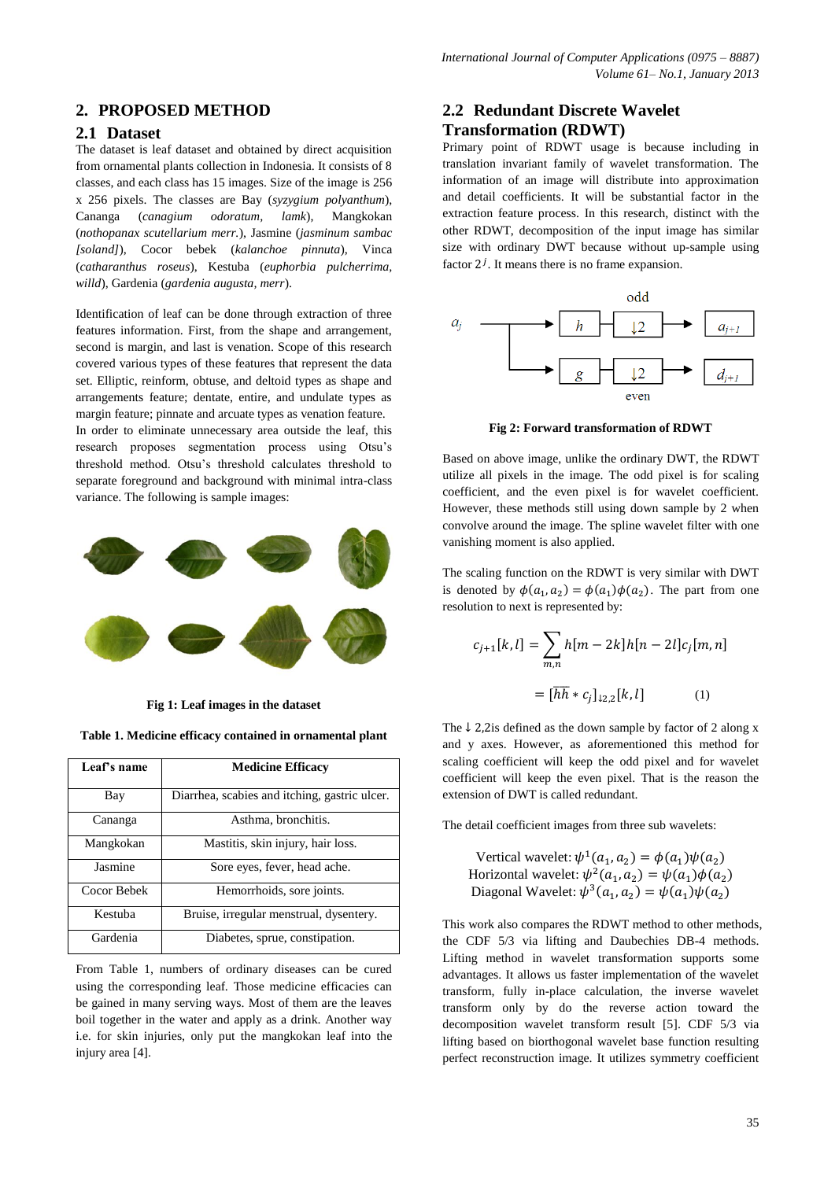## 2. PROPOSED METHOD

### 2.1 Dataset

The dataset is leaf dataset and obtained by direct acquisition from ornamental plants collection in Indonesia. It consists of 8 classes, and each class has 15 images. Size of the image is 256 x 256 pixels. The classes are Bay (*syzygium polyanthum*), Cananga (*canagium odoratum, lamk*), Mangkokan (*nothopanax scutellarium merr.*), Jasmine (*jasminum sambac [soland]*), Cocor bebek (*kalanchoe pinnuta*), Vinca (*catharanthus roseus*), Kestuba (*euphorbia pulcherrima, willd*), Gardenia (*gardenia augusta, merr*).

Identification of leaf can be done through extraction of three features information. First, from the shape and arrangement, second is margin, and last is venation. Scope of this research covered various types of these features that represent the data set. Elliptic, reinform, obtuse, and deltoid types as shape and arrangements feature; dentate, entire, and undulate types as margin feature; pinnate and arcuate types as venation feature. In order to eliminate unnecessary area outside the leaf, this research proposes segmentation process using Otsu's threshold method. Otsu's threshold calculates threshold to separate foreground and background with minimal intra-class variance. The following is sample images:

**Fig 1: Leaf images in the dataset**

**Table 1. Medicine efficacy contained in ornamental plant**

| Leaf's name | Medicine Efficacy |
|---|---|
| Bay | Diarrhea, scabies and itching, gastric ulcer. |
| Cananga | Asthma, bronchitis. |
| Mangkokan | Mastitis, skin injury, hair loss. |
| Jasmine | Sore eyes, fever, head ache. |
| Cocor Bebek | Hemorrhoids, sore joints. |
| Kestuba | Bruise, irregular menstrual, dysentery. |
| Gardenia | Diabetes, sprue, constipation. |

From Table 1, numbers of ordinary diseases can be cured using the corresponding leaf. Those medicine efficacies can be gained in many serving ways. Most of them are the leaves boil together in the water and apply as a drink. Another way i.e. for skin injuries, only put the mangkokan leaf into the injury area [4].

### 2.2 Redundant Discrete Wavelet Transformation (RDWT)

Primary point of RDWT usage is because including in translation invariant family of wavelet transformation. The information of an image will distribute into approximation and detail coefficients. It will be substantial factor in the extraction feature process. In this research, distinct with the other RDWT, decomposition of the input image has similar size with ordinary DWT because without up-sample using factor $2^j$. It means there is no frame expansion.

**Fig 2: Forward transformation of RDWT**

Based on above image, unlike the ordinary DWT, the RDWT utilize all pixels in the image. The odd pixel is for scaling coefficient, and the even pixel is for wavelet coefficient. However, these methods still using down sample by 2 when convolve around the image. The spline wavelet filter with one vanishing moment is also applied.

The scaling function on the RDWT is very similar with DWT is denoted by $\phi(a_1, a_2) = \phi(a_1)\phi(a_2)$. The part from one resolution to next is represented by:

$$c_{j+1}[k,l] = \sum_{m,n} h[m-2k]h[n-2l]c_j[m,n]$$

$$= [\overline{h}\overline{h} * c_j]_{\downarrow 2,2}[k,l] \qquad (1)$$

The $\downarrow 2,2$is defined as the down sample by factor of 2 along x and y axes. However, as aforementioned this method for scaling coefficient will keep the odd pixel and for wavelet coefficient will keep the even pixel. That is the reason the extension of DWT is called redundant.

The detail coefficient images from three sub wavelets:

$$\text{Vertical wavelet: } \psi^1(a_1, a_2) = \phi(a_1)\psi(a_2)$$
$$\text{Horizontal wavelet: } \psi^2(a_1, a_2) = \psi(a_1)\phi(a_2)$$
$$\text{Diagonal Wavelet: } \psi^3(a_1, a_2) = \psi(a_1)\psi(a_2)$$

This work also compares the RDWT method to other methods, the CDF 5/3 via lifting and Daubechies DB-4 methods. Lifting method in wavelet transformation supports some advantages. It allows us faster implementation of the wavelet transform, fully in-place calculation, the inverse wavelet transform only by do the reverse action toward the decomposition wavelet transform result [5]. CDF 5/3 via lifting based on biorthogonal wavelet base function resulting perfect reconstruction image. It utilizes symmetry coefficient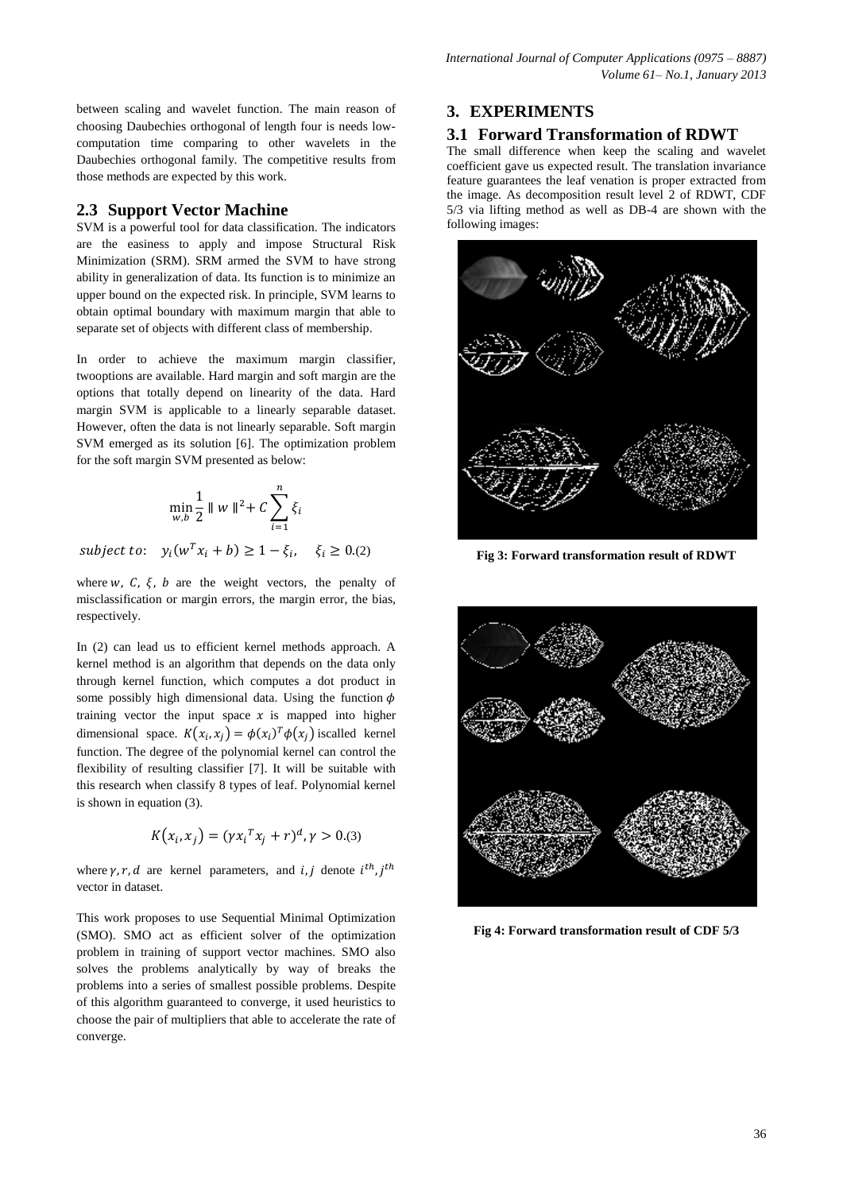between scaling and wavelet function. The main reason of choosing Daubechies orthogonal of length four is needs low-computation time comparing to other wavelets in the Daubechies orthogonal family. The competitive results from those methods are expected by this work.

### 2.3 Support Vector Machine

SVM is a powerful tool for data classification. The indicators are the easiness to apply and impose Structural Risk Minimization (SRM). SRM armed the SVM to have strong ability in generalization of data. Its function is to minimize an upper bound on the expected risk. In principle, SVM learns to obtain optimal boundary with maximum margin that able to separate set of objects with different class of membership.

In order to achieve the maximum margin classifier, twooptions are available. Hard margin and soft margin are the options that totally depend on linearity of the data. Hard margin SVM is applicable to a linearly separable dataset. However, often the data is not linearly separable. Soft margin SVM emerged as its solution [6]. The optimization problem for the soft margin SVM presented as below:

$$\min_{w,b} \frac{1}{2} \parallel w \parallel^2 + C \sum_{i=1}^{n} \xi_i$$

$$subject\ to: \quad y_i(w^T x_i + b) \geq 1 - \xi_i, \quad \xi_i \geq 0. \quad (2)$$

where $w$, $C$, $\xi$, $b$ are the weight vectors, the penalty of misclassification or margin errors, the margin error, the bias, respectively.

In (2) can lead us to efficient kernel methods approach. A kernel method is an algorithm that depends on the data only through kernel function, which computes a dot product in some possibly high dimensional data. Using the function $\phi$ training vector the input space $x$ is mapped into higher dimensional space. $K(x_i, x_j) = \phi(x_i)^T \phi(x_j)$ iscalled kernel function. The degree of the polynomial kernel can control the flexibility of resulting classifier [7]. It will be suitable with this research when classify 8 types of leaf. Polynomial kernel is shown in equation (3).

$$K(x_i, x_j) = (\gamma x_i^T x_j + r)^d, \gamma > 0. \quad (3)$$

where $\gamma, r, d$ are kernel parameters, and $i, j$ denote $i^{th}, j^{th}$ vector in dataset.

This work proposes to use Sequential Minimal Optimization (SMO). SMO act as efficient solver of the optimization problem in training of support vector machines. SMO also solves the problems analytically by way of breaks the problems into a series of smallest possible problems. Despite of this algorithm guaranteed to converge, it used heuristics to choose the pair of multipliers that able to accelerate the rate of converge.

## 3. EXPERIMENTS

### 3.1 Forward Transformation of RDWT

The small difference when keep the scaling and wavelet coefficient gave us expected result. The translation invariance feature guarantees the leaf venation is proper extracted from the image. As decomposition result level 2 of RDWT, CDF 5/3 via lifting method as well as DB-4 are shown with the following images:

**Fig 3: Forward transformation result of RDWT**

**Fig 4: Forward transformation result of CDF 5/3**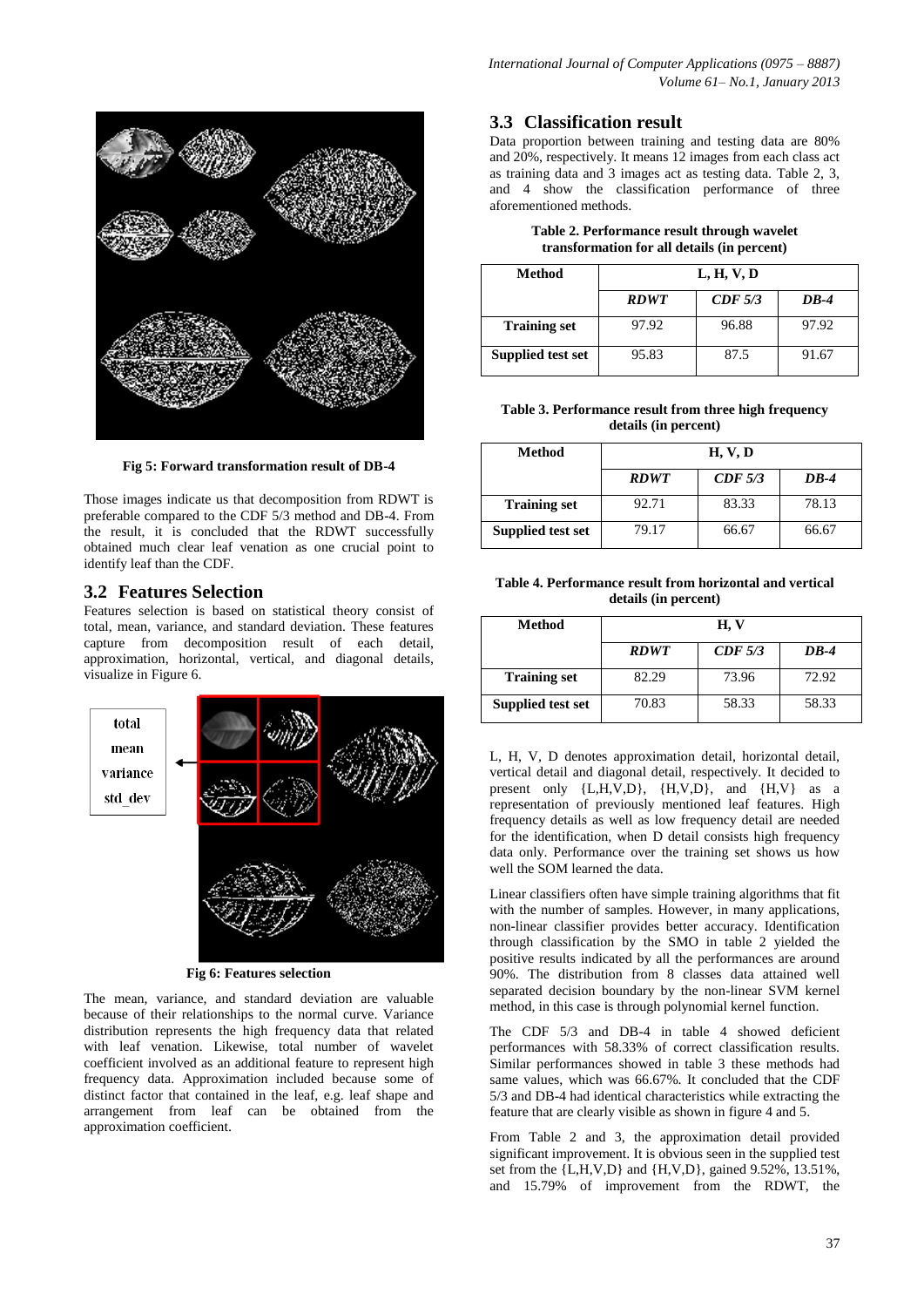Fig 5: Forward transformation result of DB-4

Those images indicate us that decomposition from RDWT is preferable compared to the CDF 5/3 method and DB-4. From the result, it is concluded that the RDWT successfully obtained much clear leaf venation as one crucial point to identify leaf than the CDF.

## 3.2 Features Selection

Features selection is based on statistical theory consist of total, mean, variance, and standard deviation. These features capture from decomposition result of each detail, approximation, horizontal, vertical, and diagonal details, visualize in Figure 6.

total
mean
variance
std_dev

Fig 6: Features selection

The mean, variance, and standard deviation are valuable because of their relationships to the normal curve. Variance distribution represents the high frequency data that related with leaf venation. Likewise, total number of wavelet coefficient involved as an additional feature to represent high frequency data. Approximation included because some of distinct factor that contained in the leaf, e.g. leaf shape and arrangement from leaf can be obtained from the approximation coefficient.

## 3.3 Classification result

Data proportion between training and testing data are 80% and 20%, respectively. It means 12 images from each class act as training data and 3 images act as testing data. Table 2, 3, and 4 show the classification performance of three aforementioned methods.

**Table 2. Performance result through wavelet transformation for all details (in percent)**

| Method | L, H, V, D | | |
|---|---|---|---|
| | *RDWT* | *CDF 5/3* | *DB-4* |
| **Training set** | 97.92 | 96.88 | 97.92 |
| **Supplied test set** | 95.83 | 87.5 | 91.67 |

**Table 3. Performance result from three high frequency details (in percent)**

| Method | H, V, D | | |
|---|---|---|---|
| | *RDWT* | *CDF 5/3* | *DB-4* |
| **Training set** | 92.71 | 83.33 | 78.13 |
| **Supplied test set** | 79.17 | 66.67 | 66.67 |

**Table 4. Performance result from horizontal and vertical details (in percent)**

| Method | H, V | | |
|---|---|---|---|
| | *RDWT* | *CDF 5/3* | *DB-4* |
| **Training set** | 82.29 | 73.96 | 72.92 |
| **Supplied test set** | 70.83 | 58.33 | 58.33 |

L, H, V, D denotes approximation detail, horizontal detail, vertical detail and diagonal detail, respectively. It decided to present only {L,H,V,D}, {H,V,D}, and {H,V} as a representation of previously mentioned leaf features. High frequency details as well as low frequency detail are needed for the identification, when D detail consists high frequency data only. Performance over the training set shows us how well the SOM learned the data.

Linear classifiers often have simple training algorithms that fit with the number of samples. However, in many applications, non-linear classifier provides better accuracy. Identification through classification by the SMO in table 2 yielded the positive results indicated by all the performances are around 90%. The distribution from 8 classes data attained well separated decision boundary by the non-linear SVM kernel method, in this case is through polynomial kernel function.

The CDF 5/3 and DB-4 in table 4 showed deficient performances with 58.33% of correct classification results. Similar performances showed in table 3 these methods had same values, which was 66.67%. It concluded that the CDF 5/3 and DB-4 had identical characteristics while extracting the feature that are clearly visible as shown in figure 4 and 5.

From Table 2 and 3, the approximation detail provided significant improvement. It is obvious seen in the supplied test set from the {L,H,V,D} and {H,V,D}, gained 9.52%, 13.51%, and 15.79% of improvement from the RDWT, the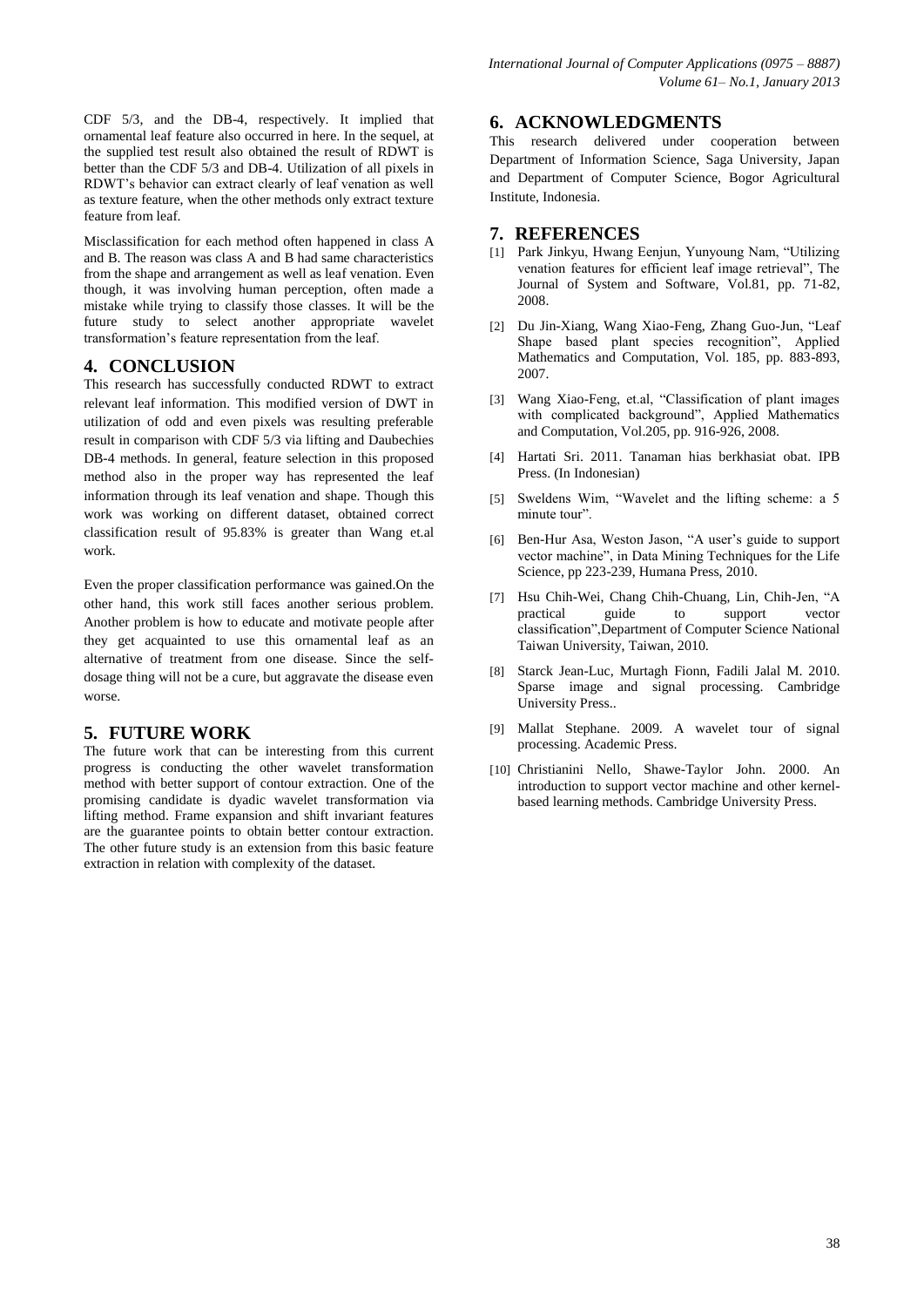CDF 5/3, and the DB-4, respectively. It implied that ornamental leaf feature also occurred in here. In the sequel, at the supplied test result also obtained the result of RDWT is better than the CDF 5/3 and DB-4. Utilization of all pixels in RDWT's behavior can extract clearly of leaf venation as well as texture feature, when the other methods only extract texture feature from leaf.

Misclassification for each method often happened in class A and B. The reason was class A and B had same characteristics from the shape and arrangement as well as leaf venation. Even though, it was involving human perception, often made a mistake while trying to classify those classes. It will be the future study to select another appropriate wavelet transformation's feature representation from the leaf.

## 4. CONCLUSION

This research has successfully conducted RDWT to extract relevant leaf information. This modified version of DWT in utilization of odd and even pixels was resulting preferable result in comparison with CDF 5/3 via lifting and Daubechies DB-4 methods. In general, feature selection in this proposed method also in the proper way has represented the leaf information through its leaf venation and shape. Though this work was working on different dataset, obtained correct classification result of 95.83% is greater than Wang et.al work.

Even the proper classification performance was gained.On the other hand, this work still faces another serious problem. Another problem is how to educate and motivate people after they get acquainted to use this ornamental leaf as an alternative of treatment from one disease. Since the self-dosage thing will not be a cure, but aggravate the disease even worse.

## 5. FUTURE WORK

The future work that can be interesting from this current progress is conducting the other wavelet transformation method with better support of contour extraction. One of the promising candidate is dyadic wavelet transformation via lifting method. Frame expansion and shift invariant features are the guarantee points to obtain better contour extraction. The other future study is an extension from this basic feature extraction in relation with complexity of the dataset.

## 6. ACKNOWLEDGMENTS

This research delivered under cooperation between Department of Information Science, Saga University, Japan and Department of Computer Science, Bogor Agricultural Institute, Indonesia.

## 7. REFERENCES

[1] Park Jinkyu, Hwang Eenjun, Yunyoung Nam, "Utilizing venation features for efficient leaf image retrieval", The Journal of System and Software, Vol.81, pp. 71-82, 2008.

[2] Du Jin-Xiang, Wang Xiao-Feng, Zhang Guo-Jun, "Leaf Shape based plant species recognition", Applied Mathematics and Computation, Vol. 185, pp. 883-893, 2007.

[3] Wang Xiao-Feng, et.al, "Classification of plant images with complicated background", Applied Mathematics and Computation, Vol.205, pp. 916-926, 2008.

[4] Hartati Sri. 2011. Tanaman hias berkhasiat obat. IPB Press. (In Indonesian)

[5] Sweldens Wim, "Wavelet and the lifting scheme: a 5 minute tour".

[6] Ben-Hur Asa, Weston Jason, "A user's guide to support vector machine", in Data Mining Techniques for the Life Science, pp 223-239, Humana Press, 2010.

[7] Hsu Chih-Wei, Chang Chih-Chuang, Lin, Chih-Jen, "A practical guide to support vector classification",Department of Computer Science National Taiwan University, Taiwan, 2010.

[8] Starck Jean-Luc, Murtagh Fionn, Fadili Jalal M. 2010. Sparse image and signal processing. Cambridge University Press..

[9] Mallat Stephane. 2009. A wavelet tour of signal processing. Academic Press.

[10] Christianini Nello, Shawe-Taylor John. 2000. An introduction to support vector machine and other kernel-based learning methods. Cambridge University Press.